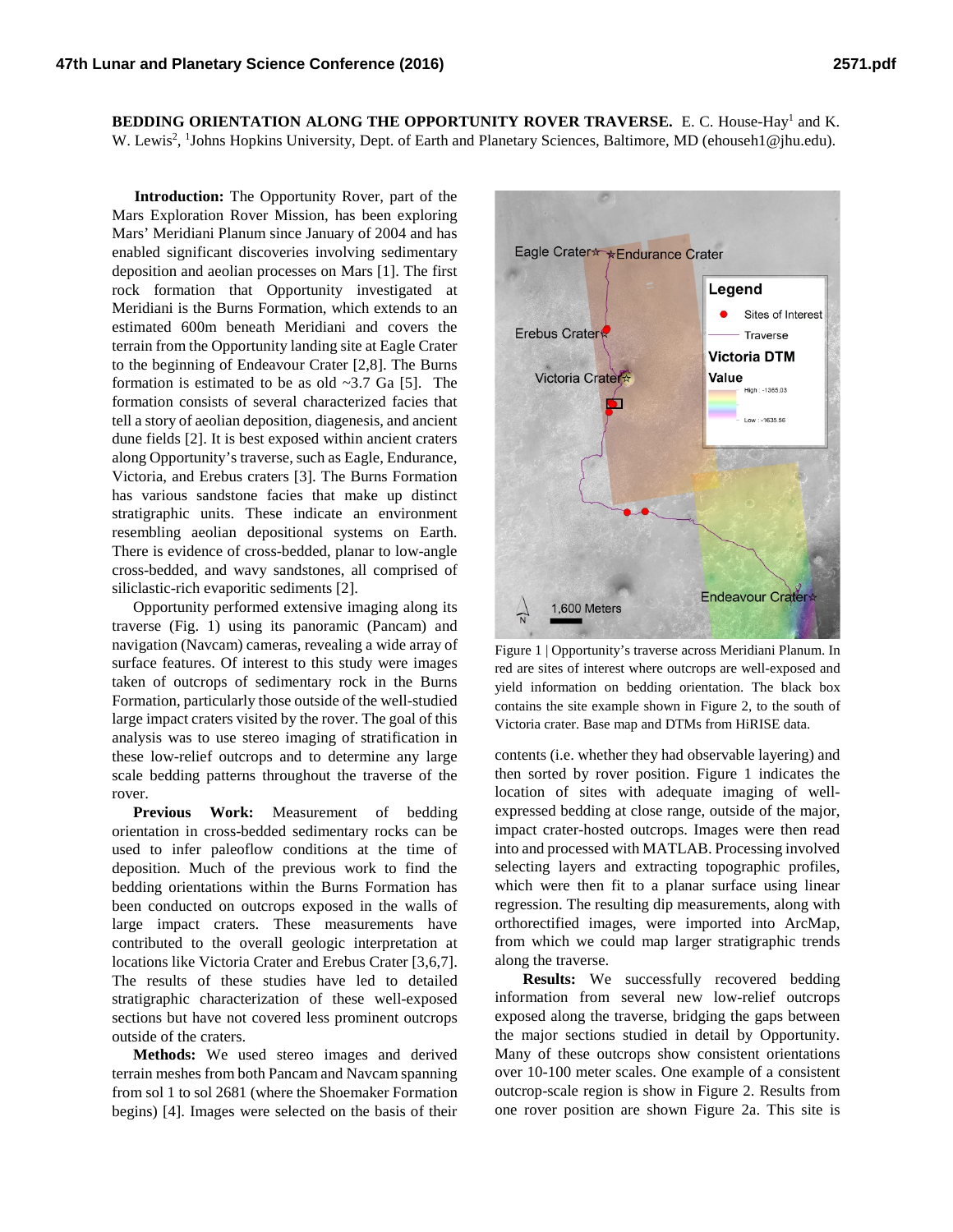**BEDDING ORIENTATION ALONG THE OPPORTUNITY ROVER TRAVERSE.** E. C. House-Hay[1] and K. W. Lewis[2], [1]Johns Hopkins University, Dept. of Earth and Planetary Sciences, Baltimore, MD (ehouseh1@jhu.edu).

**Introduction:** The Opportunity Rover, part of the Mars Exploration Rover Mission, has been exploring Mars' Meridiani Planum since January of 2004 and has enabled significant discoveries involving sedimentary deposition and aeolian processes on Mars [1]. The first rock formation that Opportunity investigated at Meridiani is the Burns Formation, which extends to an estimated 600m beneath Meridiani and covers the terrain from the Opportunity landing site at Eagle Crater to the beginning of Endeavour Crater [2,8]. The Burns formation is estimated to be as old ~3.7 Ga [5]. The formation consists of several characterized facies that tell a story of aeolian deposition, diagenesis, and ancient dune fields [2]. It is best exposed within ancient craters along Opportunity's traverse, such as Eagle, Endurance, Victoria, and Erebus craters [3]. The Burns Formation has various sandstone facies that make up distinct stratigraphic units. These indicate an environment resembling aeolian depositional systems on Earth. There is evidence of cross-bedded, planar to low-angle cross-bedded, and wavy sandstones, all comprised of siliclastic-rich evaporitic sediments [2].

Opportunity performed extensive imaging along its traverse (Fig. 1) using its panoramic (Pancam) and navigation (Navcam) cameras, revealing a wide array of surface features. Of interest to this study were images taken of outcrops of sedimentary rock in the Burns Formation, particularly those outside of the well-studied large impact craters visited by the rover. The goal of this analysis was to use stereo imaging of stratification in these low-relief outcrops and to determine any large scale bedding patterns throughout the traverse of the rover.

**Previous Work:** Measurement of bedding orientation in cross-bedded sedimentary rocks can be used to infer paleoflow conditions at the time of deposition. Much of the previous work to find the bedding orientations within the Burns Formation has been conducted on outcrops exposed in the walls of large impact craters. These measurements have contributed to the overall geologic interpretation at locations like Victoria Crater and Erebus Crater [3,6,7]. The results of these studies have led to detailed stratigraphic characterization of these well-exposed sections but have not covered less prominent outcrops outside of the craters.

**Methods:** We used stereo images and derived terrain meshes from both Pancam and Navcam spanning from sol 1 to sol 2681 (where the Shoemaker Formation begins) [4]. Images were selected on the basis of their contents (i.e. whether they had observable layering) and then sorted by rover position. Figure 1 indicates the location of sites with adequate imaging of well-expressed bedding at close range, outside of the major, impact crater-hosted outcrops. Images were then read into and processed with MATLAB. Processing involved selecting layers and extracting topographic profiles, which were then fit to a planar surface using linear regression. The resulting dip measurements, along with orthorectified images, were imported into ArcMap, from which we could map larger stratigraphic trends along the traverse.

Figure 1 | Opportunity's traverse across Meridiani Planum. In red are sites of interest where outcrops are well-exposed and yield information on bedding orientation. The black box contains the site example shown in Figure 2, to the south of Victoria crater. Base map and DTMs from HiRISE data.

**Results:** We successfully recovered bedding information from several new low-relief outcrops exposed along the traverse, bridging the gaps between the major sections studied in detail by Opportunity. Many of these outcrops show consistent orientations over 10-100 meter scales. One example of a consistent outcrop-scale region is show in Figure 2. Results from one rover position are shown Figure 2a. This site is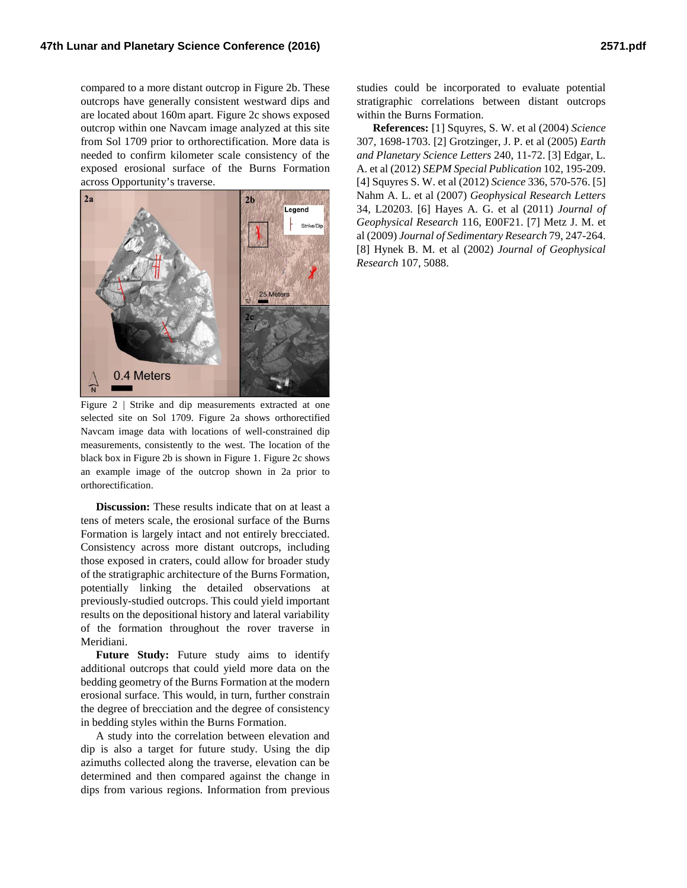compared to a more distant outcrop in Figure 2b. These outcrops have generally consistent westward dips and are located about 160m apart. Figure 2c shows exposed outcrop within one Navcam image analyzed at this site from Sol 1709 prior to orthorectification. More data is needed to confirm kilometer scale consistency of the exposed erosional surface of the Burns Formation across Opportunity's traverse.

2a

0.4 Meters

N

2b

Legend

Strike/Dip

25 Meters

N

2c

Figure 2 | Strike and dip measurements extracted at one selected site on Sol 1709. Figure 2a shows orthorectified Navcam image data with locations of well-constrained dip measurements, consistently to the west. The location of the black box in Figure 2b is shown in Figure 1. Figure 2c shows an example image of the outcrop shown in 2a prior to orthorectification.

**Discussion:** These results indicate that on at least a tens of meters scale, the erosional surface of the Burns Formation is largely intact and not entirely brecciated. Consistency across more distant outcrops, including those exposed in craters, could allow for broader study of the stratigraphic architecture of the Burns Formation, potentially linking the detailed observations at previously-studied outcrops. This could yield important results on the depositional history and lateral variability of the formation throughout the rover traverse in Meridiani.

**Future Study:** Future study aims to identify additional outcrops that could yield more data on the bedding geometry of the Burns Formation at the modern erosional surface. This would, in turn, further constrain the degree of brecciation and the degree of consistency in bedding styles within the Burns Formation.

A study into the correlation between elevation and dip is also a target for future study. Using the dip azimuths collected along the traverse, elevation can be determined and then compared against the change in dips from various regions. Information from previous studies could be incorporated to evaluate potential stratigraphic correlations between distant outcrops within the Burns Formation.

**References:** [1] Squyres, S. W. et al (2004) *Science* 307, 1698-1703. [2] Grotzinger, J. P. et al (2005) *Earth and Planetary Science Letters* 240, 11-72. [3] Edgar, L. A. et al (2012) *SEPM Special Publication* 102, 195-209. [4] Squyres S. W. et al (2012) *Science* 336, 570-576. [5] Nahm A. L. et al (2007) *Geophysical Research Letters* 34, L20203. [6] Hayes A. G. et al (2011) *Journal of Geophysical Research* 116, E00F21. [7] Metz J. M. et al (2009) *Journal of Sedimentary Research* 79, 247-264. [8] Hynek B. M. et al (2002) *Journal of Geophysical Research* 107, 5088.